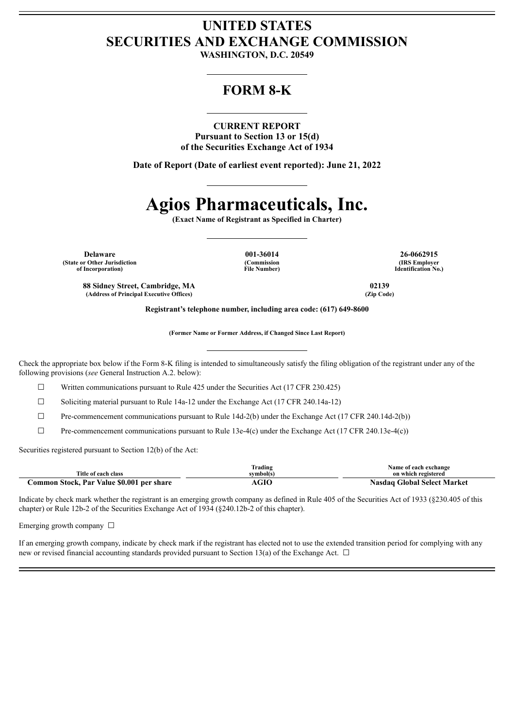# UNITED STATES SECURITIES AND EXCHANGE COMMISSION

**WASHINGTON, D.C. 20549**

## FORM 8-K

**CURRENT REPORT**
**Pursuant to Section 13 or 15(d)**
**of the Securities Exchange Act of 1934**

**Date of Report (Date of earliest event reported): June 21, 2022**

# Agios Pharmaceuticals, Inc.

**(Exact Name of Registrant as Specified in Charter)**

| | | |
|---|---|---|
| **Delaware** | **001-36014** | **26-0662915** |
| **(State or Other Jurisdiction of Incorporation)** | **(Commission File Number)** | **(IRS Employer Identification No.)** |

| | |
|---|---|
| **88 Sidney Street, Cambridge, MA** | **02139** |
| **(Address of Principal Executive Offices)** | **(Zip Code)** |

**Registrant's telephone number, including area code: (617) 649-8600**

**(Former Name or Former Address, if Changed Since Last Report)**

Check the appropriate box below if the Form 8-K filing is intended to simultaneously satisfy the filing obligation of the registrant under any of the following provisions (*see* General Instruction A.2. below):

☐ Written communications pursuant to Rule 425 under the Securities Act (17 CFR 230.425)

☐ Soliciting material pursuant to Rule 14a-12 under the Exchange Act (17 CFR 240.14a-12)

☐ Pre-commencement communications pursuant to Rule 14d-2(b) under the Exchange Act (17 CFR 240.14d-2(b))

☐ Pre-commencement communications pursuant to Rule 13e-4(c) under the Exchange Act (17 CFR 240.13e-4(c))

Securities registered pursuant to Section 12(b) of the Act:

| Title of each class | Trading symbol(s) | Name of each exchange on which registered |
|---|---|---|
| **Common Stock, Par Value $0.001 per share** | **AGIO** | **Nasdaq Global Select Market** |

Indicate by check mark whether the registrant is an emerging growth company as defined in Rule 405 of the Securities Act of 1933 (§230.405 of this chapter) or Rule 12b-2 of the Securities Exchange Act of 1934 (§240.12b-2 of this chapter).

Emerging growth company ☐

If an emerging growth company, indicate by check mark if the registrant has elected not to use the extended transition period for complying with any new or revised financial accounting standards provided pursuant to Section 13(a) of the Exchange Act. ☐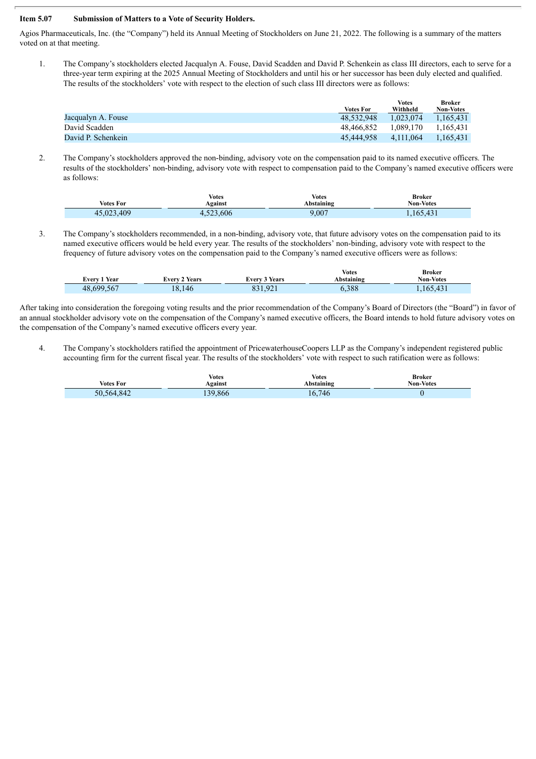**Item 5.07 Submission of Matters to a Vote of Security Holders.**

Agios Pharmaceuticals, Inc. (the "Company") held its Annual Meeting of Stockholders on June 21, 2022. The following is a summary of the matters voted on at that meeting.

1. The Company's stockholders elected Jacqualyn A. Fouse, David Scadden and David P. Schenkein as class III directors, each to serve for a three-year term expiring at the 2025 Annual Meeting of Stockholders and until his or her successor has been duly elected and qualified. The results of the stockholders' vote with respect to the election of such class III directors were as follows:

| | Votes For | Votes Withheld | Broker Non-Votes |
|---|---|---|---|
| Jacqualyn A. Fouse | 48,532,948 | 1,023,074 | 1,165,431 |
| David Scadden | 48,466,852 | 1,089,170 | 1,165,431 |
| David P. Schenkein | 45,444,958 | 4,111,064 | 1,165,431 |

2. The Company's stockholders approved the non-binding, advisory vote on the compensation paid to its named executive officers. The results of the stockholders' non-binding, advisory vote with respect to compensation paid to the Company's named executive officers were as follows:

| Votes For | Votes Against | Votes Abstaining | Broker Non-Votes |
|---|---|---|---|
| 45,023,409 | 4,523,606 | 9,007 | 1,165,431 |

3. The Company's stockholders recommended, in a non-binding, advisory vote, that future advisory votes on the compensation paid to its named executive officers would be held every year. The results of the stockholders' non-binding, advisory vote with respect to the frequency of future advisory votes on the compensation paid to the Company's named executive officers were as follows:

| Every 1 Year | Every 2 Years | Every 3 Years | Votes Abstaining | Broker Non-Votes |
|---|---|---|---|---|
| 48,699,567 | 18,146 | 831,921 | 6,388 | 1,165,431 |

After taking into consideration the foregoing voting results and the prior recommendation of the Company's Board of Directors (the "Board") in favor of an annual stockholder advisory vote on the compensation of the Company's named executive officers, the Board intends to hold future advisory votes on the compensation of the Company's named executive officers every year.

4. The Company's stockholders ratified the appointment of PricewaterhouseCoopers LLP as the Company's independent registered public accounting firm for the current fiscal year. The results of the stockholders' vote with respect to such ratification were as follows:

| Votes For | Votes Against | Votes Abstaining | Broker Non-Votes |
|---|---|---|---|
| 50,564,842 | 139,866 | 16,746 | 0 |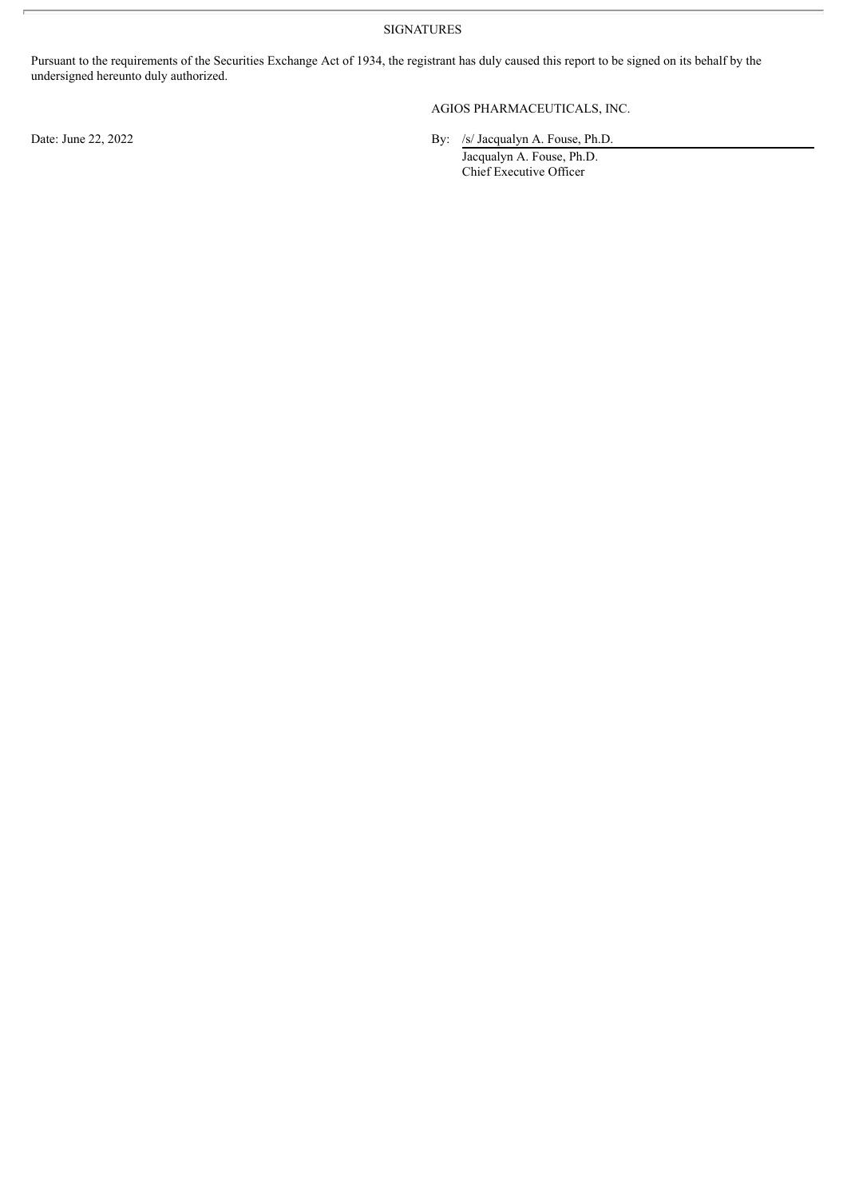## SIGNATURES

Pursuant to the requirements of the Securities Exchange Act of 1934, the registrant has duly caused this report to be signed on its behalf by the undersigned hereunto duly authorized.

AGIOS PHARMACEUTICALS, INC.

Date: June 22, 2022

By: /s/ Jacqualyn A. Fouse, Ph.D.

Jacqualyn A. Fouse, Ph.D.
Chief Executive Officer